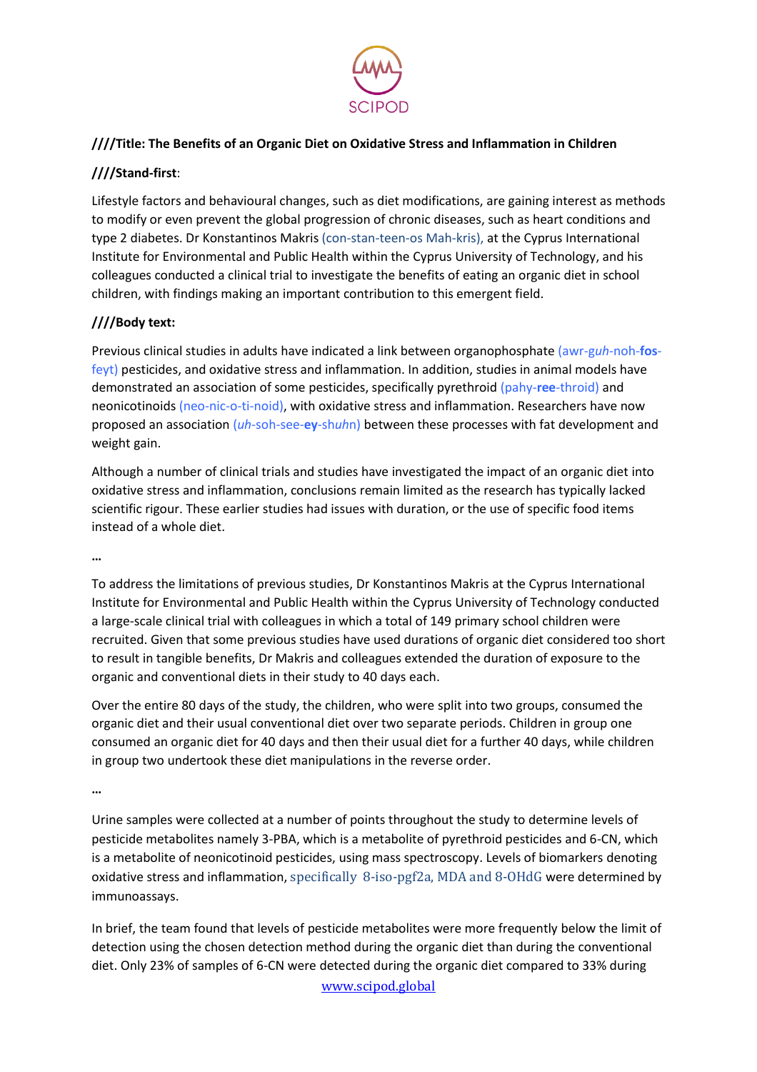**////Title: The Benefits of an Organic Diet on Oxidative Stress and Inflammation in Children**

**////Stand-first**:

Lifestyle factors and behavioural changes, such as diet modifications, are gaining interest as methods to modify or even prevent the global progression of chronic diseases, such as heart conditions and type 2 diabetes. Dr Konstantinos Makris (con-stan-teen-os Mah-kris), at the Cyprus International Institute for Environmental and Public Health within the Cyprus University of Technology, and his colleagues conducted a clinical trial to investigate the benefits of eating an organic diet in school children, with findings making an important contribution to this emergent field.

**////Body text:**

Previous clinical studies in adults have indicated a link between organophosphate (awr-*guh*-noh-**fos**-feyt) pesticides, and oxidative stress and inflammation. In addition, studies in animal models have demonstrated an association of some pesticides, specifically pyrethroid (pahy-**ree**-throid) and neonicotinoids (neo-nic-o-ti-noid), with oxidative stress and inflammation. Researchers have now proposed an association (*uh*-soh-see-**ey**-sh*uh*n) between these processes with fat development and weight gain.

Although a number of clinical trials and studies have investigated the impact of an organic diet into oxidative stress and inflammation, conclusions remain limited as the research has typically lacked scientific rigour. These earlier studies had issues with duration, or the use of specific food items instead of a whole diet.

**…**

To address the limitations of previous studies, Dr Konstantinos Makris at the Cyprus International Institute for Environmental and Public Health within the Cyprus University of Technology conducted a large-scale clinical trial with colleagues in which a total of 149 primary school children were recruited. Given that some previous studies have used durations of organic diet considered too short to result in tangible benefits, Dr Makris and colleagues extended the duration of exposure to the organic and conventional diets in their study to 40 days each.

Over the entire 80 days of the study, the children, who were split into two groups, consumed the organic diet and their usual conventional diet over two separate periods. Children in group one consumed an organic diet for 40 days and then their usual diet for a further 40 days, while children in group two undertook these diet manipulations in the reverse order.

**…**

Urine samples were collected at a number of points throughout the study to determine levels of pesticide metabolites namely 3-PBA, which is a metabolite of pyrethroid pesticides and 6-CN, which is a metabolite of neonicotinoid pesticides, using mass spectroscopy. Levels of biomarkers denoting oxidative stress and inflammation, specifically 8-iso-pgf2a, MDA and 8-OHdG were determined by immunoassays.

In brief, the team found that levels of pesticide metabolites were more frequently below the limit of detection using the chosen detection method during the organic diet than during the conventional diet. Only 23% of samples of 6-CN were detected during the organic diet compared to 33% during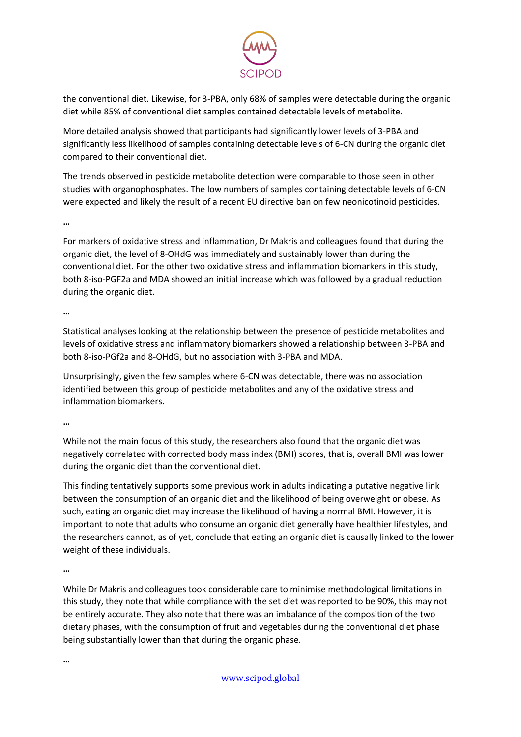the conventional diet. Likewise, for 3-PBA, only 68% of samples were detectable during the organic diet while 85% of conventional diet samples contained detectable levels of metabolite.

More detailed analysis showed that participants had significantly lower levels of 3-PBA and significantly less likelihood of samples containing detectable levels of 6-CN during the organic diet compared to their conventional diet.

The trends observed in pesticide metabolite detection were comparable to those seen in other studies with organophosphates. The low numbers of samples containing detectable levels of 6-CN were expected and likely the result of a recent EU directive ban on few neonicotinoid pesticides.

…

For markers of oxidative stress and inflammation, Dr Makris and colleagues found that during the organic diet, the level of 8-OHdG was immediately and sustainably lower than during the conventional diet. For the other two oxidative stress and inflammation biomarkers in this study, both 8-iso-PGF2a and MDA showed an initial increase which was followed by a gradual reduction during the organic diet.

…

Statistical analyses looking at the relationship between the presence of pesticide metabolites and levels of oxidative stress and inflammatory biomarkers showed a relationship between 3-PBA and both 8-iso-PGf2a and 8-OHdG, but no association with 3-PBA and MDA.

Unsurprisingly, given the few samples where 6-CN was detectable, there was no association identified between this group of pesticide metabolites and any of the oxidative stress and inflammation biomarkers.

…

While not the main focus of this study, the researchers also found that the organic diet was negatively correlated with corrected body mass index (BMI) scores, that is, overall BMI was lower during the organic diet than the conventional diet.

This finding tentatively supports some previous work in adults indicating a putative negative link between the consumption of an organic diet and the likelihood of being overweight or obese. As such, eating an organic diet may increase the likelihood of having a normal BMI. However, it is important to note that adults who consume an organic diet generally have healthier lifestyles, and the researchers cannot, as of yet, conclude that eating an organic diet is causally linked to the lower weight of these individuals.

…

While Dr Makris and colleagues took considerable care to minimise methodological limitations in this study, they note that while compliance with the set diet was reported to be 90%, this may not be entirely accurate. They also note that there was an imbalance of the composition of the two dietary phases, with the consumption of fruit and vegetables during the conventional diet phase being substantially lower than that during the organic phase.

…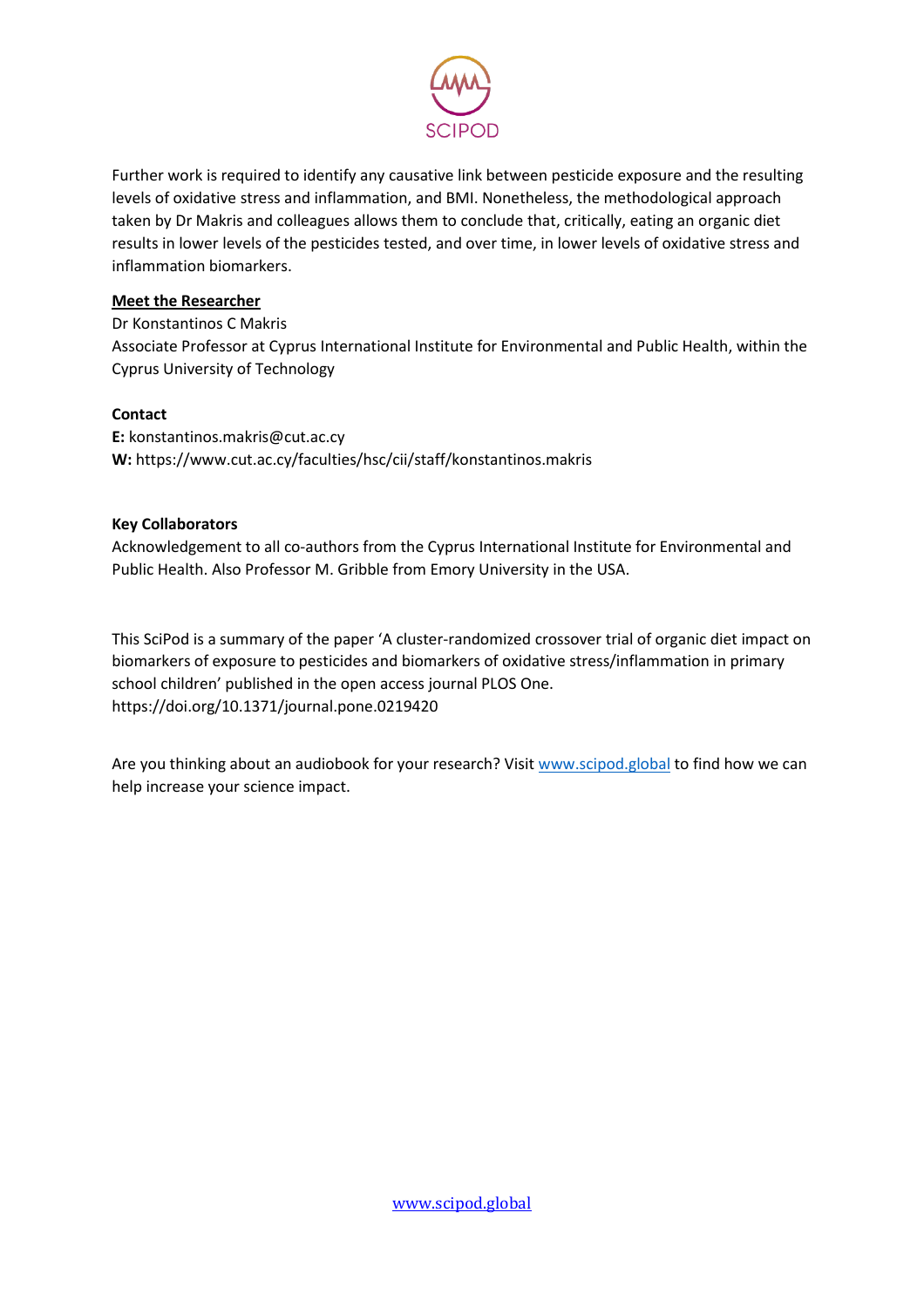Further work is required to identify any causative link between pesticide exposure and the resulting levels of oxidative stress and inflammation, and BMI. Nonetheless, the methodological approach taken by Dr Makris and colleagues allows them to conclude that, critically, eating an organic diet results in lower levels of the pesticides tested, and over time, in lower levels of oxidative stress and inflammation biomarkers.

**Meet the Researcher**

Dr Konstantinos C Makris
Associate Professor at Cyprus International Institute for Environmental and Public Health, within the Cyprus University of Technology

**Contact**

**E:** konstantinos.makris@cut.ac.cy
**W:** https://www.cut.ac.cy/faculties/hsc/cii/staff/konstantinos.makris

**Key Collaborators**

Acknowledgement to all co-authors from the Cyprus International Institute for Environmental and Public Health. Also Professor M. Gribble from Emory University in the USA.

This SciPod is a summary of the paper 'A cluster-randomized crossover trial of organic diet impact on biomarkers of exposure to pesticides and biomarkers of oxidative stress/inflammation in primary school children' published in the open access journal PLOS One. https://doi.org/10.1371/journal.pone.0219420

Are you thinking about an audiobook for your research? Visit [www.scipod.global](www.scipod.global) to find how we can help increase your science impact.